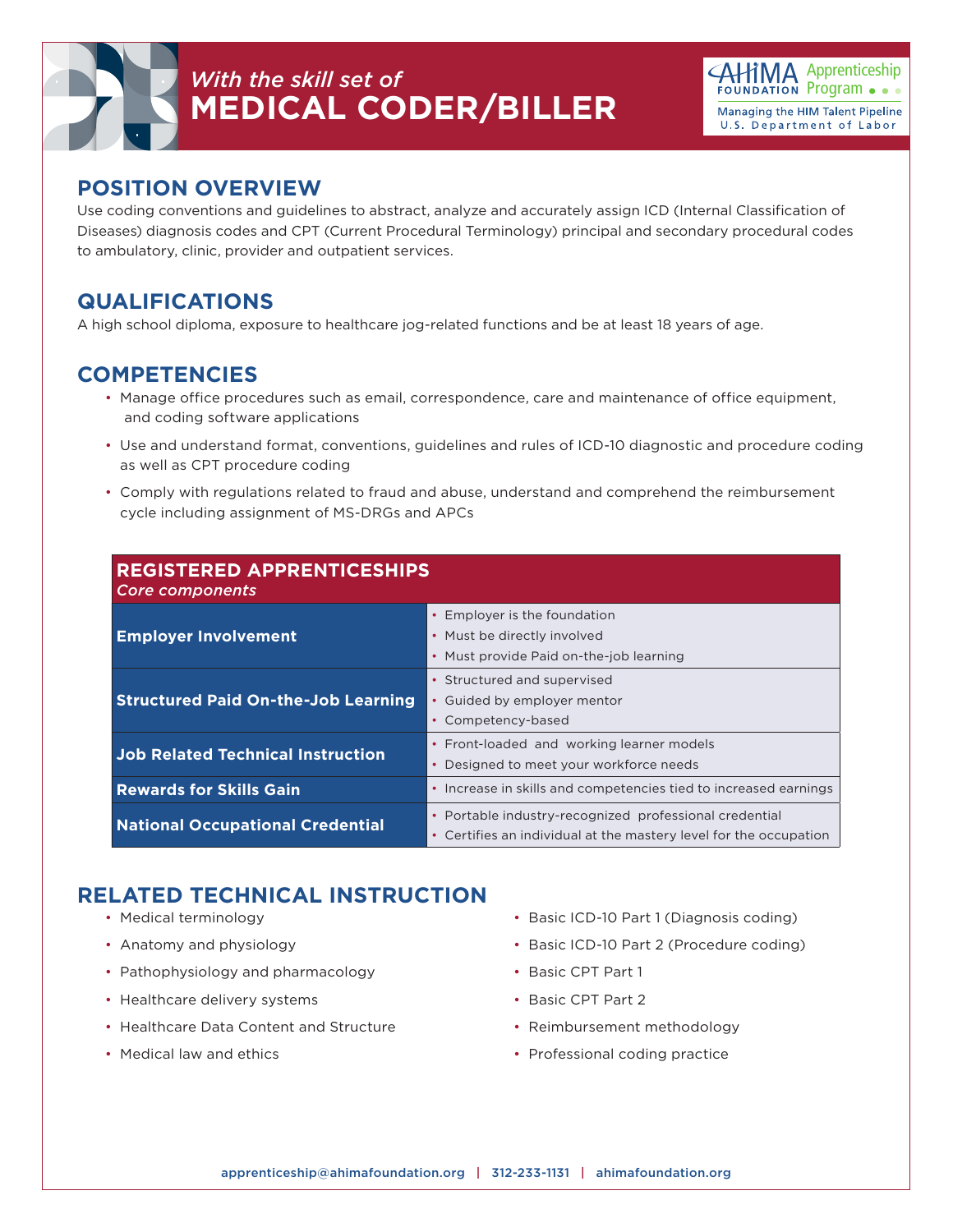*With the skill set of*

# MEDICAL CODER/BILLER

AHIMA FOUNDATION Apprenticeship Program

Managing the HIM Talent Pipeline
U.S. Department of Labor

## POSITION OVERVIEW

Use coding conventions and guidelines to abstract, analyze and accurately assign ICD (Internal Classification of Diseases) diagnosis codes and CPT (Current Procedural Terminology) principal and secondary procedural codes to ambulatory, clinic, provider and outpatient services.

## QUALIFICATIONS

A high school diploma, exposure to healthcare jog-related functions and be at least 18 years of age.

## COMPETENCIES

- Manage office procedures such as email, correspondence, care and maintenance of office equipment, and coding software applications
- Use and understand format, conventions, guidelines and rules of ICD-10 diagnostic and procedure coding as well as CPT procedure coding
- Comply with regulations related to fraud and abuse, understand and comprehend the reimbursement cycle including assignment of MS-DRGs and APCs

| REGISTERED APPRENTICESHIPS *Core components* | |
|---|---|
| **Employer Involvement** | • Employer is the foundation<br>• Must be directly involved<br>• Must provide Paid on-the-job learning |
| **Structured Paid On-the-Job Learning** | • Structured and supervised<br>• Guided by employer mentor<br>• Competency-based |
| **Job Related Technical Instruction** | • Front-loaded and working learner models<br>• Designed to meet your workforce needs |
| **Rewards for Skills Gain** | • Increase in skills and competencies tied to increased earnings |
| **National Occupational Credential** | • Portable industry-recognized professional credential<br>• Certifies an individual at the mastery level for the occupation |

## RELATED TECHNICAL INSTRUCTION

- Medical terminology
- Anatomy and physiology
- Pathophysiology and pharmacology
- Healthcare delivery systems
- Healthcare Data Content and Structure
- Medical law and ethics
- Basic ICD-10 Part 1 (Diagnosis coding)
- Basic ICD-10 Part 2 (Procedure coding)
- Basic CPT Part 1
- Basic CPT Part 2
- Reimbursement methodology
- Professional coding practice

apprenticeship@ahimafoundation.org | 312-233-1131 | ahimafoundation.org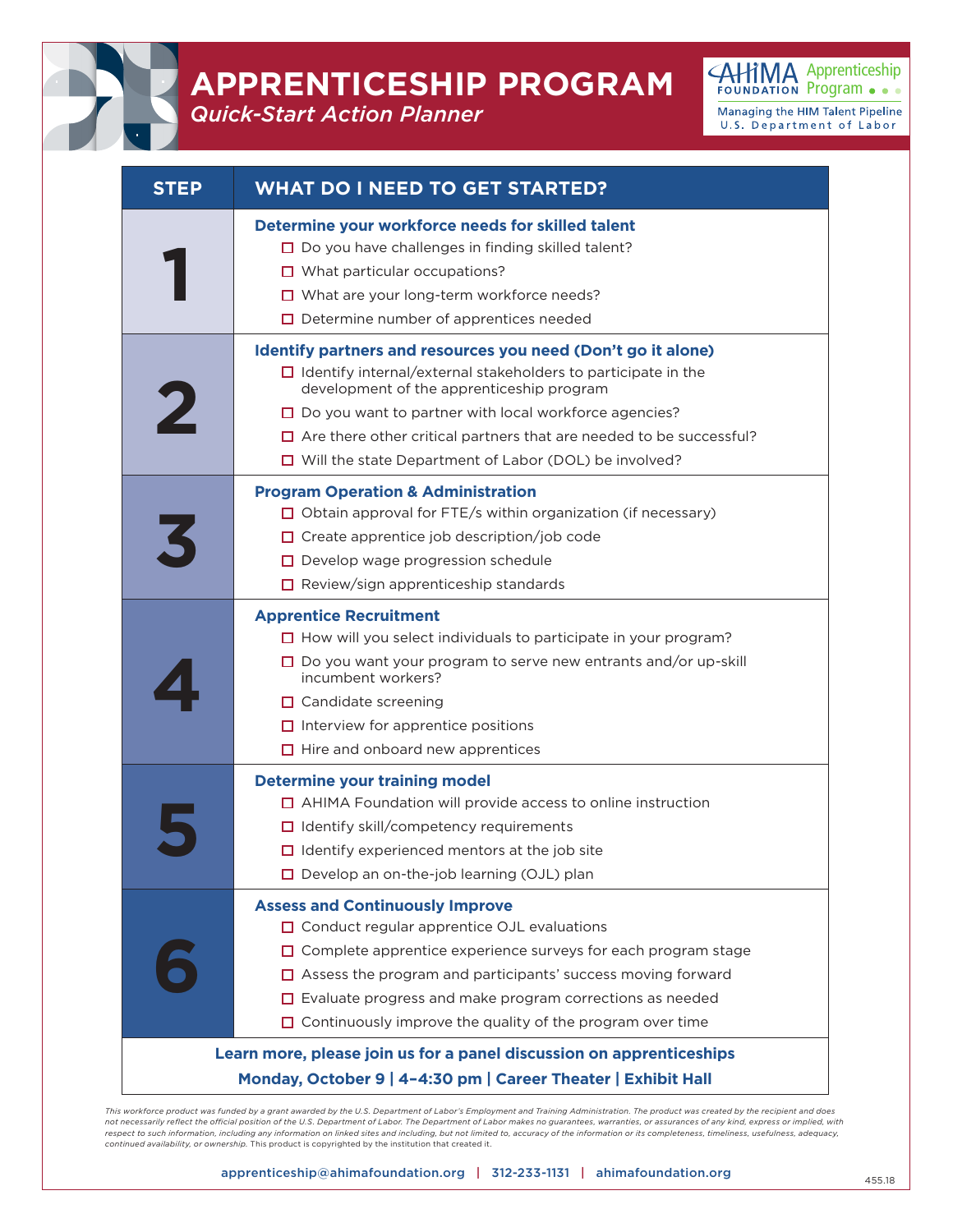# APPRENTICESHIP PROGRAM

*Quick-Start Action Planner*

AHIMA FOUNDATION Apprenticeship Program

Managing the HIM Talent Pipeline
U.S. Department of Labor

| STEP | WHAT DO I NEED TO GET STARTED? |
|---|---|
| 1 | **Determine your workforce needs for skilled talent**<br>☐ Do you have challenges in finding skilled talent?<br>☐ What particular occupations?<br>☐ What are your long-term workforce needs?<br>☐ Determine number of apprentices needed |
| 2 | **Identify partners and resources you need (Don't go it alone)**<br>☐ Identify internal/external stakeholders to participate in the development of the apprenticeship program<br>☐ Do you want to partner with local workforce agencies?<br>☐ Are there other critical partners that are needed to be successful?<br>☐ Will the state Department of Labor (DOL) be involved? |
| 3 | **Program Operation & Administration**<br>☐ Obtain approval for FTE/s within organization (if necessary)<br>☐ Create apprentice job description/job code<br>☐ Develop wage progression schedule<br>☐ Review/sign apprenticeship standards |
| 4 | **Apprentice Recruitment**<br>☐ How will you select individuals to participate in your program?<br>☐ Do you want your program to serve new entrants and/or up-skill incumbent workers?<br>☐ Candidate screening<br>☐ Interview for apprentice positions<br>☐ Hire and onboard new apprentices |
| 5 | **Determine your training model**<br>☐ AHIMA Foundation will provide access to online instruction<br>☐ Identify skill/competency requirements<br>☐ Identify experienced mentors at the job site<br>☐ Develop an on-the-job learning (OJL) plan |
| 6 | **Assess and Continuously Improve**<br>☐ Conduct regular apprentice OJL evaluations<br>☐ Complete apprentice experience surveys for each program stage<br>☐ Assess the program and participants' success moving forward<br>☐ Evaluate progress and make program corrections as needed<br>☐ Continuously improve the quality of the program over time |

**Learn more, please join us for a panel discussion on apprenticeships**

**Monday, October 9 | 4–4:30 pm | Career Theater | Exhibit Hall**

*This workforce product was funded by a grant awarded by the U.S. Department of Labor's Employment and Training Administration. The product was created by the recipient and does not necessarily reflect the official position of the U.S. Department of Labor. The Department of Labor makes no guarantees, warranties, or assurances of any kind, express or implied, with respect to such information, including any information on linked sites and including, but not limited to, accuracy of the information or its completeness, timeliness, usefulness, adequacy, continued availability, or ownership.* This product is copyrighted by the institution that created it.

apprenticeship@ahimafoundation.org | 312-233-1131 | ahimafoundation.org

455.18